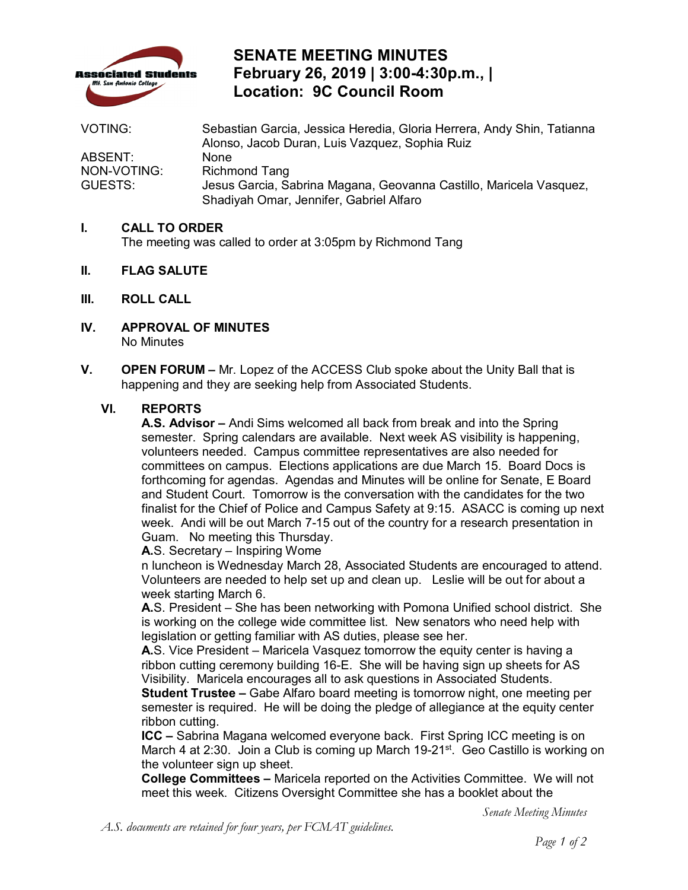# SENATE MEETING MINUTES
## February 26, 2019 | 3:00-4:30p.m., |
## Location: 9C Council Room

| | |
|---|---|
| VOTING: | Sebastian Garcia, Jessica Heredia, Gloria Herrera, Andy Shin, Tatianna Alonso, Jacob Duran, Luis Vazquez, Sophia Ruiz |
| ABSENT: | None |
| NON-VOTING: | Richmond Tang |
| GUESTS: | Jesus Garcia, Sabrina Magana, Geovanna Castillo, Maricela Vasquez, Shadiyah Omar, Jennifer, Gabriel Alfaro |

**I. CALL TO ORDER**
The meeting was called to order at 3:05pm by Richmond Tang

**II. FLAG SALUTE**

**III. ROLL CALL**

**IV. APPROVAL OF MINUTES**
No Minutes

**V. OPEN FORUM –** Mr. Lopez of the ACCESS Club spoke about the Unity Ball that is happening and they are seeking help from Associated Students.

**VI. REPORTS**

**A.S. Advisor –** Andi Sims welcomed all back from break and into the Spring semester. Spring calendars are available. Next week AS visibility is happening, volunteers needed. Campus committee representatives are also needed for committees on campus. Elections applications are due March 15. Board Docs is forthcoming for agendas. Agendas and Minutes will be online for Senate, E Board and Student Court. Tomorrow is the conversation with the candidates for the two finalist for the Chief of Police and Campus Safety at 9:15. ASACC is coming up next week. Andi will be out March 7-15 out of the country for a research presentation in Guam. No meeting this Thursday.

**A**.S. Secretary – Inspiring Wome
n luncheon is Wednesday March 28, Associated Students are encouraged to attend. Volunteers are needed to help set up and clean up. Leslie will be out for about a week starting March 6.

**A**.S. President – She has been networking with Pomona Unified school district. She is working on the college wide committee list. New senators who need help with legislation or getting familiar with AS duties, please see her.

**A**.S. Vice President – Maricela Vasquez tomorrow the equity center is having a ribbon cutting ceremony building 16-E. She will be having sign up sheets for AS Visibility. Maricela encourages all to ask questions in Associated Students.

**Student Trustee –** Gabe Alfaro board meeting is tomorrow night, one meeting per semester is required. He will be doing the pledge of allegiance at the equity center ribbon cutting.

**ICC –** Sabrina Magana welcomed everyone back. First Spring ICC meeting is on March 4 at 2:30. Join a Club is coming up March 19-21st. Geo Castillo is working on the volunteer sign up sheet.

**College Committees –** Maricela reported on the Activities Committee. We will not meet this week. Citizens Oversight Committee she has a booklet about the

*A.S. documents are retained for four years, per FCMAT guidelines.*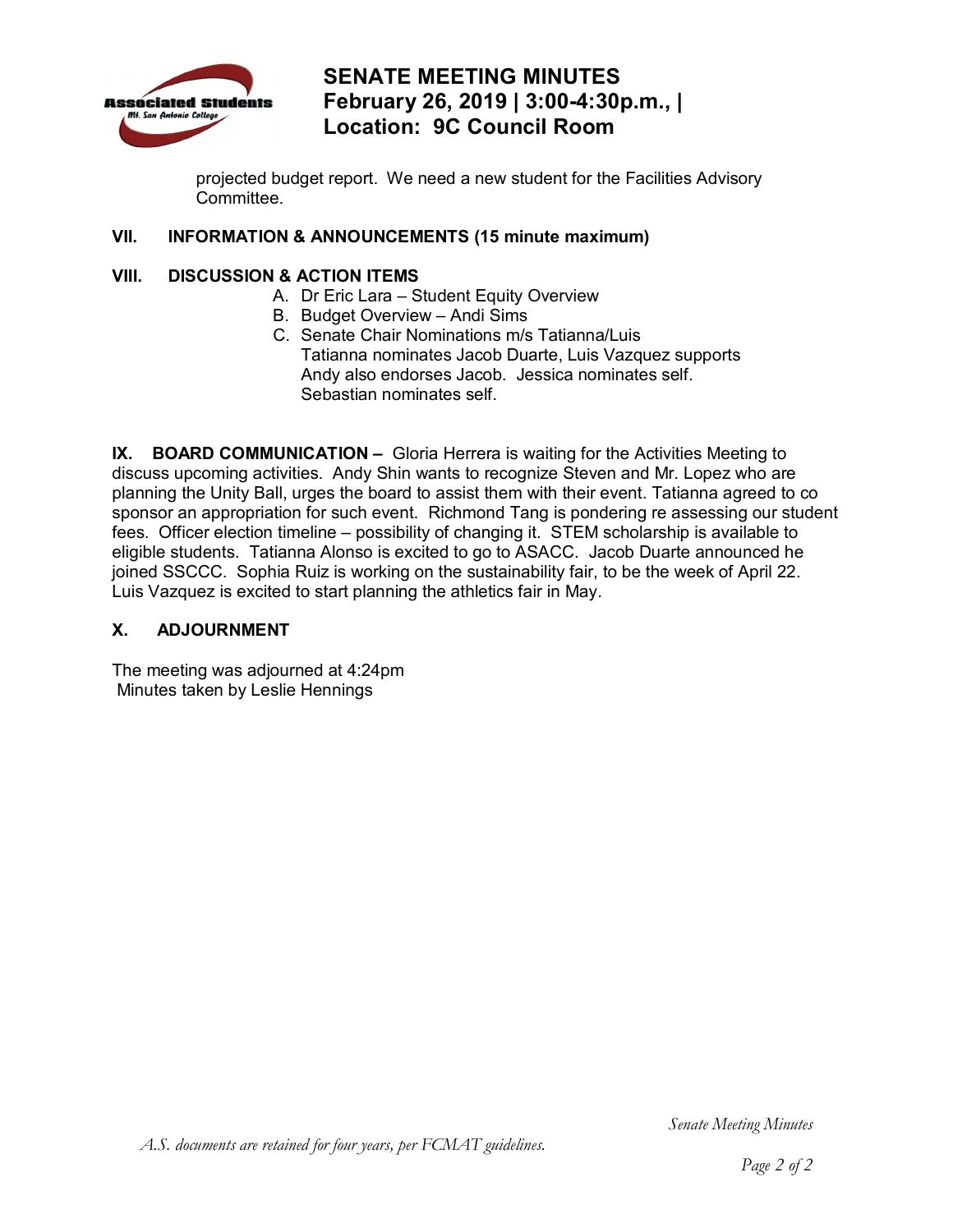projected budget report. We need a new student for the Facilities Advisory Committee.

## VII. INFORMATION & ANNOUNCEMENTS (15 minute maximum)

## VIII. DISCUSSION & ACTION ITEMS

A. Dr Eric Lara – Student Equity Overview
B. Budget Overview – Andi Sims
C. Senate Chair Nominations m/s Tatianna/Luis
   Tatianna nominates Jacob Duarte, Luis Vazquez supports
   Andy also endorses Jacob. Jessica nominates self.
   Sebastian nominates self.

**IX. BOARD COMMUNICATION –** Gloria Herrera is waiting for the Activities Meeting to discuss upcoming activities. Andy Shin wants to recognize Steven and Mr. Lopez who are planning the Unity Ball, urges the board to assist them with their event. Tatianna agreed to co sponsor an appropriation for such event. Richmond Tang is pondering re assessing our student fees. Officer election timeline – possibility of changing it. STEM scholarship is available to eligible students. Tatianna Alonso is excited to go to ASACC. Jacob Duarte announced he joined SSCCC. Sophia Ruiz is working on the sustainability fair, to be the week of April 22. Luis Vazquez is excited to start planning the athletics fair in May.

## X. ADJOURNMENT

The meeting was adjourned at 4:24pm
Minutes taken by Leslie Hennings

*A.S. documents are retained for four years, per FCMAT guidelines.*